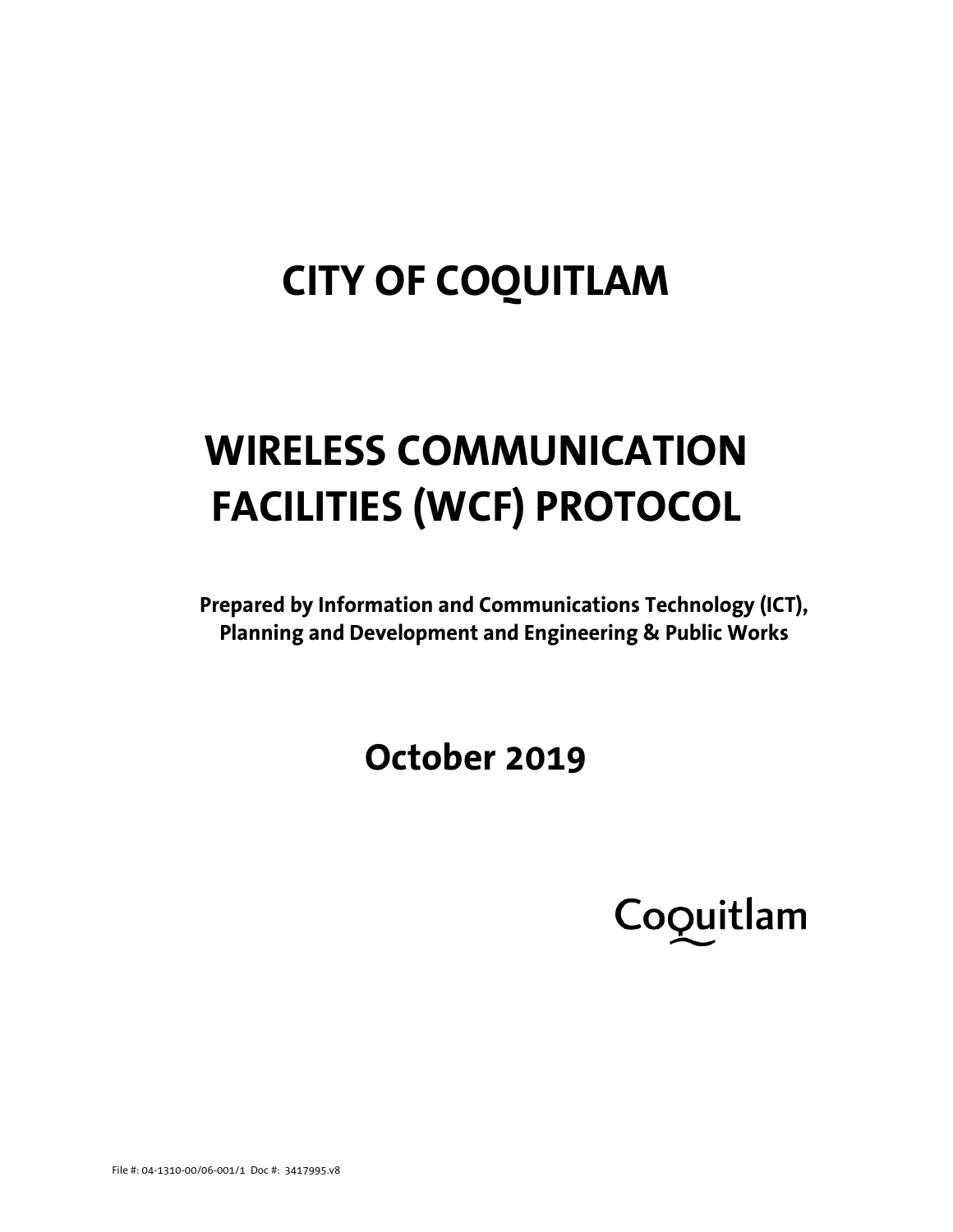# CITY OF COQUITLAM

# WIRELESS COMMUNICATION FACILITIES (WCF) PROTOCOL

**Prepared by Information and Communications Technology (ICT), Planning and Development and Engineering & Public Works**

## October 2019

Coquitlam

File #: 04-1310-00/06-001/1 Doc #: 3417995.v8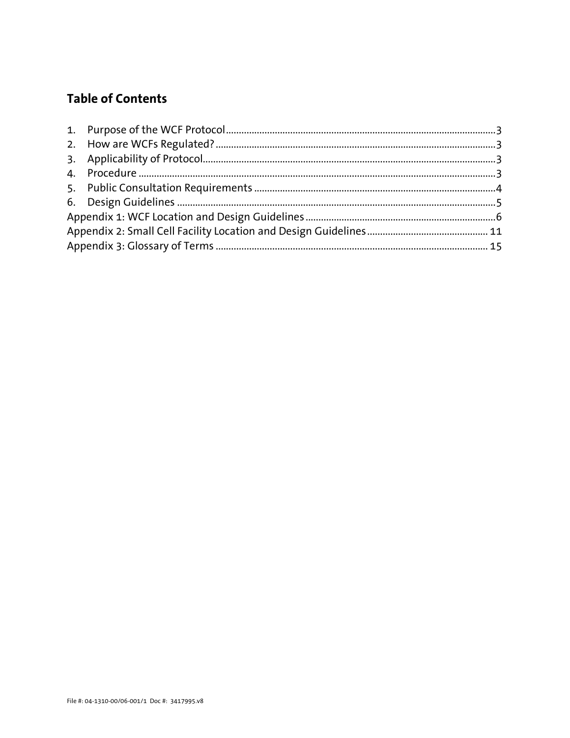## Table of Contents

1. Purpose of the WCF Protocol ..... 3
2. How are WCFs Regulated? ..... 3
3. Applicability of Protocol ..... 3
4. Procedure ..... 3
5. Public Consultation Requirements ..... 4
6. Design Guidelines ..... 5

Appendix 1: WCF Location and Design Guidelines ..... 6
Appendix 2: Small Cell Facility Location and Design Guidelines ..... 11
Appendix 3: Glossary of Terms ..... 15

File #: 04-1310-00/06-001/1 Doc #: 3417995.v8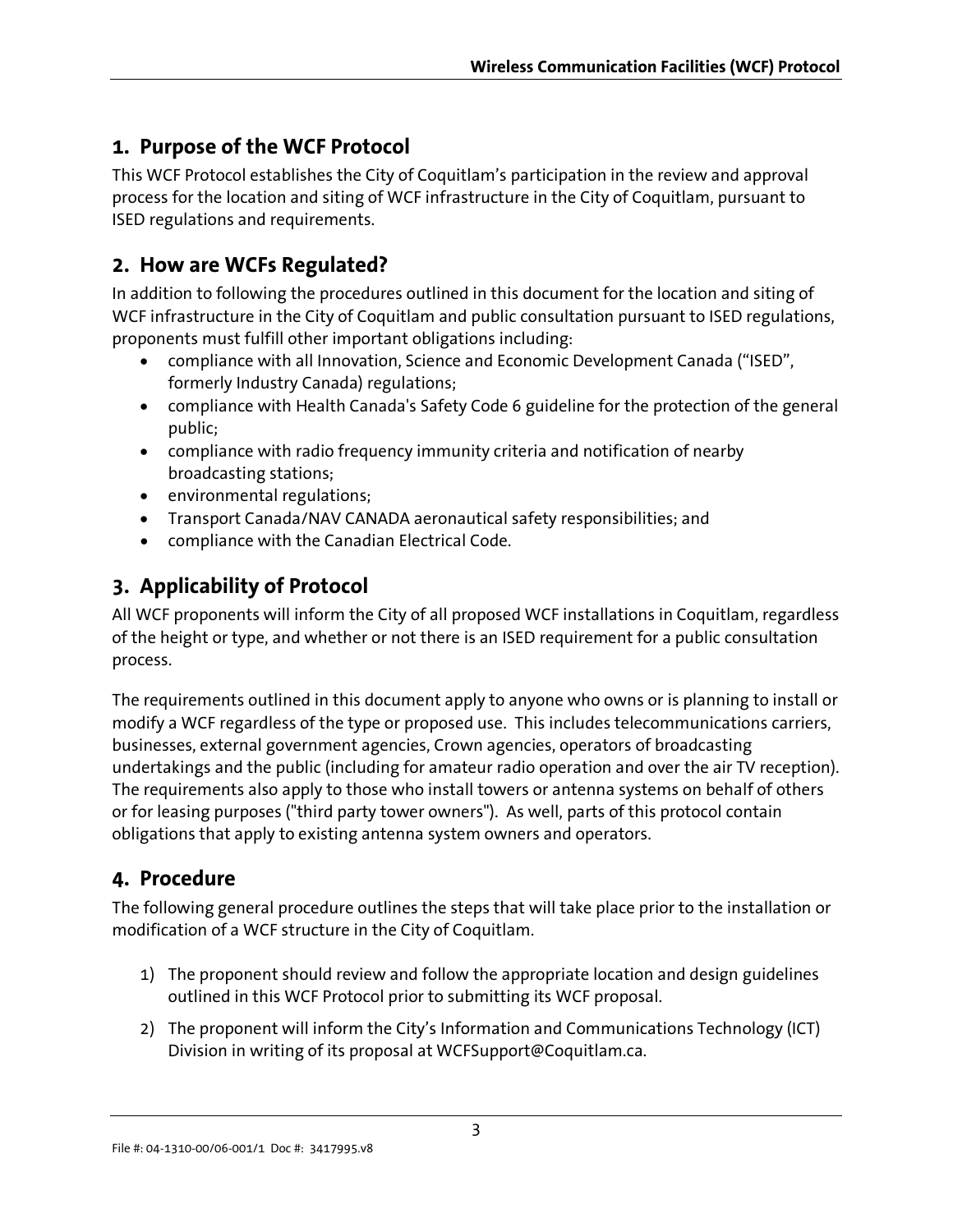## 1. Purpose of the WCF Protocol

This WCF Protocol establishes the City of Coquitlam's participation in the review and approval process for the location and siting of WCF infrastructure in the City of Coquitlam, pursuant to ISED regulations and requirements.

## 2. How are WCFs Regulated?

In addition to following the procedures outlined in this document for the location and siting of WCF infrastructure in the City of Coquitlam and public consultation pursuant to ISED regulations, proponents must fulfill other important obligations including:

- compliance with all Innovation, Science and Economic Development Canada ("ISED", formerly Industry Canada) regulations;
- compliance with Health Canada's Safety Code 6 guideline for the protection of the general public;
- compliance with radio frequency immunity criteria and notification of nearby broadcasting stations;
- environmental regulations;
- Transport Canada/NAV CANADA aeronautical safety responsibilities; and
- compliance with the Canadian Electrical Code.

## 3. Applicability of Protocol

All WCF proponents will inform the City of all proposed WCF installations in Coquitlam, regardless of the height or type, and whether or not there is an ISED requirement for a public consultation process.

The requirements outlined in this document apply to anyone who owns or is planning to install or modify a WCF regardless of the type or proposed use. This includes telecommunications carriers, businesses, external government agencies, Crown agencies, operators of broadcasting undertakings and the public (including for amateur radio operation and over the air TV reception). The requirements also apply to those who install towers or antenna systems on behalf of others or for leasing purposes ("third party tower owners"). As well, parts of this protocol contain obligations that apply to existing antenna system owners and operators.

## 4. Procedure

The following general procedure outlines the steps that will take place prior to the installation or modification of a WCF structure in the City of Coquitlam.

1) The proponent should review and follow the appropriate location and design guidelines outlined in this WCF Protocol prior to submitting its WCF proposal.
2) The proponent will inform the City's Information and Communications Technology (ICT) Division in writing of its proposal at WCFSupport@Coquitlam.ca.

File #: 04-1310-00/06-001/1 Doc #: 3417995.v8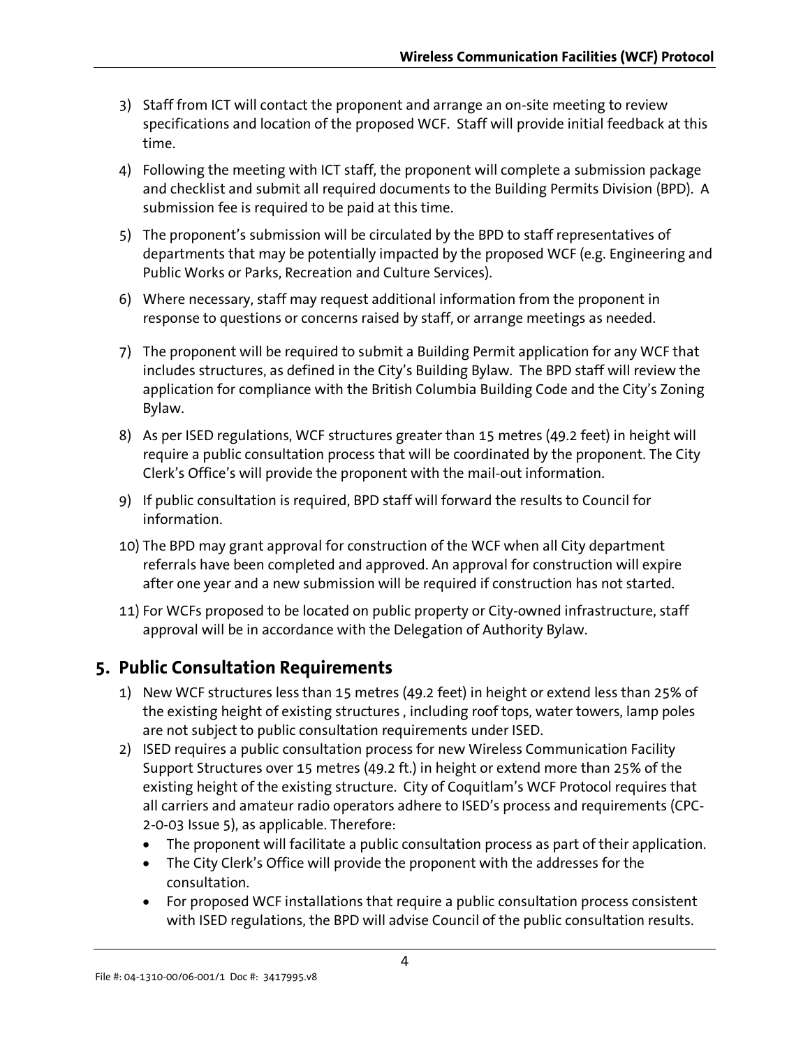3) Staff from ICT will contact the proponent and arrange an on-site meeting to review specifications and location of the proposed WCF. Staff will provide initial feedback at this time.

4) Following the meeting with ICT staff, the proponent will complete a submission package and checklist and submit all required documents to the Building Permits Division (BPD). A submission fee is required to be paid at this time.

5) The proponent's submission will be circulated by the BPD to staff representatives of departments that may be potentially impacted by the proposed WCF (e.g. Engineering and Public Works or Parks, Recreation and Culture Services).

6) Where necessary, staff may request additional information from the proponent in response to questions or concerns raised by staff, or arrange meetings as needed.

7) The proponent will be required to submit a Building Permit application for any WCF that includes structures, as defined in the City's Building Bylaw. The BPD staff will review the application for compliance with the British Columbia Building Code and the City's Zoning Bylaw.

8) As per ISED regulations, WCF structures greater than 15 metres (49.2 feet) in height will require a public consultation process that will be coordinated by the proponent. The City Clerk's Office's will provide the proponent with the mail-out information.

9) If public consultation is required, BPD staff will forward the results to Council for information.

10) The BPD may grant approval for construction of the WCF when all City department referrals have been completed and approved. An approval for construction will expire after one year and a new submission will be required if construction has not started.

11) For WCFs proposed to be located on public property or City-owned infrastructure, staff approval will be in accordance with the Delegation of Authority Bylaw.

## 5. Public Consultation Requirements

1) New WCF structures less than 15 metres (49.2 feet) in height or extend less than 25% of the existing height of existing structures , including roof tops, water towers, lamp poles are not subject to public consultation requirements under ISED.
2) ISED requires a public consultation process for new Wireless Communication Facility Support Structures over 15 metres (49.2 ft.) in height or extend more than 25% of the existing height of the existing structure. City of Coquitlam's WCF Protocol requires that all carriers and amateur radio operators adhere to ISED's process and requirements (CPC-2-0-03 Issue 5), as applicable. Therefore:
   - The proponent will facilitate a public consultation process as part of their application.
   - The City Clerk's Office will provide the proponent with the addresses for the consultation.
   - For proposed WCF installations that require a public consultation process consistent with ISED regulations, the BPD will advise Council of the public consultation results.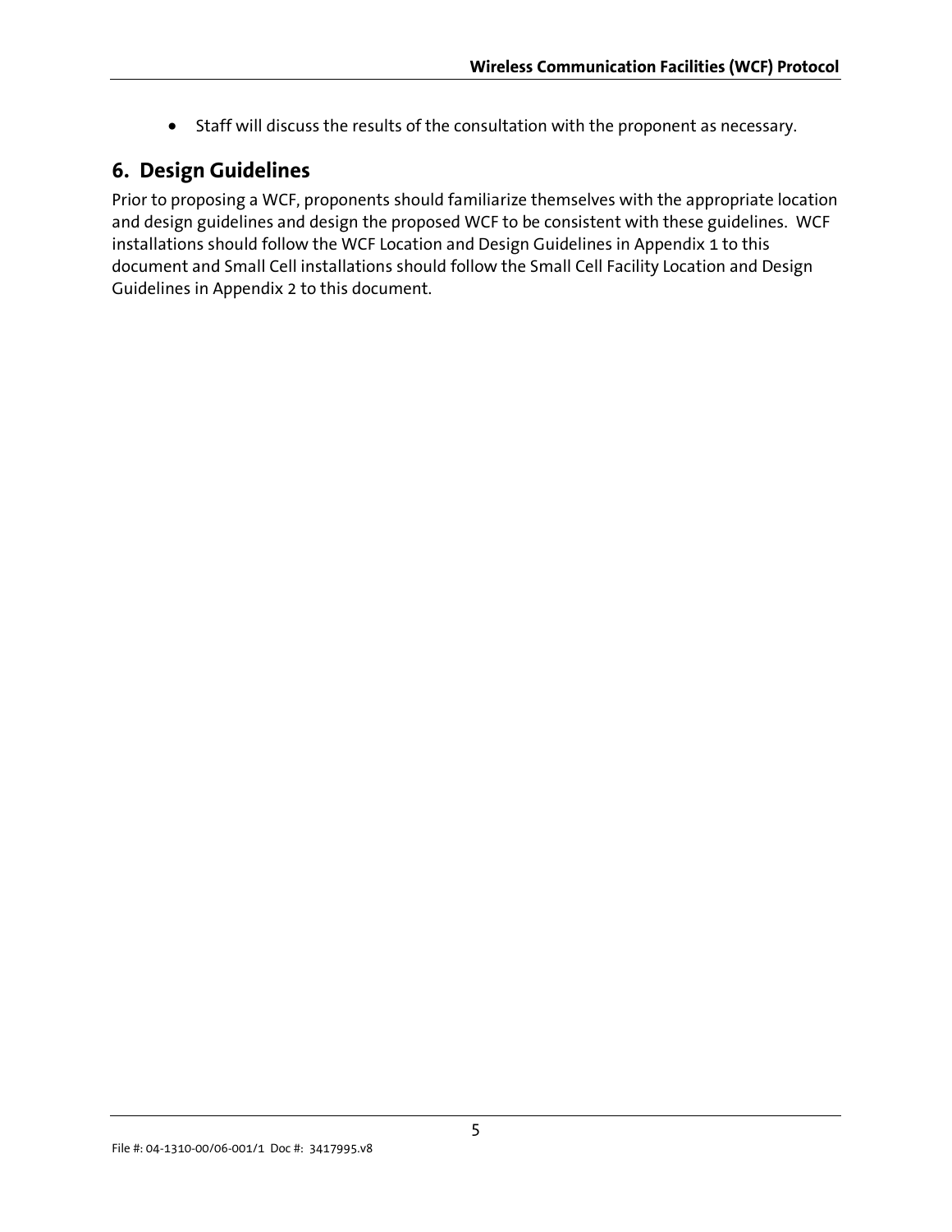- Staff will discuss the results of the consultation with the proponent as necessary.

## 6. Design Guidelines

Prior to proposing a WCF, proponents should familiarize themselves with the appropriate location and design guidelines and design the proposed WCF to be consistent with these guidelines. WCF installations should follow the WCF Location and Design Guidelines in Appendix 1 to this document and Small Cell installations should follow the Small Cell Facility Location and Design Guidelines in Appendix 2 to this document.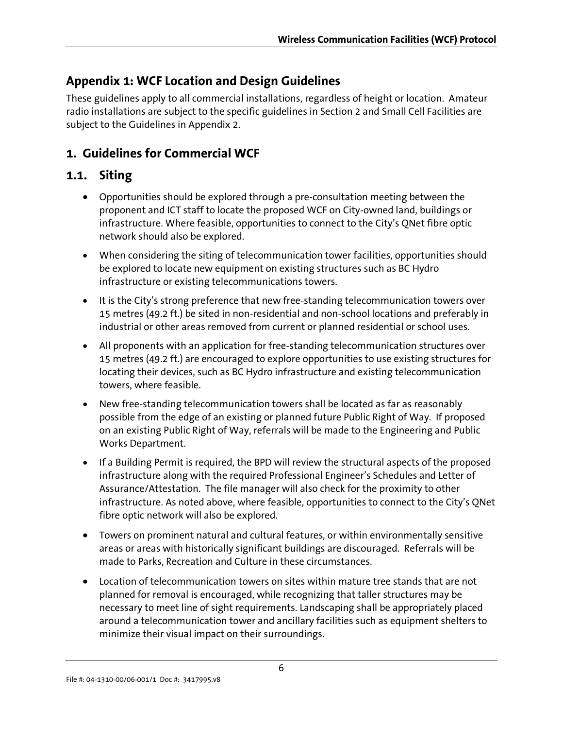## Appendix 1: WCF Location and Design Guidelines

These guidelines apply to all commercial installations, regardless of height or location. Amateur radio installations are subject to the specific guidelines in Section 2 and Small Cell Facilities are subject to the Guidelines in Appendix 2.

## 1. Guidelines for Commercial WCF

### 1.1. Siting

- Opportunities should be explored through a pre-consultation meeting between the proponent and ICT staff to locate the proposed WCF on City-owned land, buildings or infrastructure. Where feasible, opportunities to connect to the City's QNet fibre optic network should also be explored.
- When considering the siting of telecommunication tower facilities, opportunities should be explored to locate new equipment on existing structures such as BC Hydro infrastructure or existing telecommunications towers.
- It is the City's strong preference that new free-standing telecommunication towers over 15 metres (49.2 ft.) be sited in non-residential and non-school locations and preferably in industrial or other areas removed from current or planned residential or school uses.
- All proponents with an application for free-standing telecommunication structures over 15 metres (49.2 ft.) are encouraged to explore opportunities to use existing structures for locating their devices, such as BC Hydro infrastructure and existing telecommunication towers, where feasible.
- New free-standing telecommunication towers shall be located as far as reasonably possible from the edge of an existing or planned future Public Right of Way. If proposed on an existing Public Right of Way, referrals will be made to the Engineering and Public Works Department.
- If a Building Permit is required, the BPD will review the structural aspects of the proposed infrastructure along with the required Professional Engineer's Schedules and Letter of Assurance/Attestation. The file manager will also check for the proximity to other infrastructure. As noted above, where feasible, opportunities to connect to the City's QNet fibre optic network will also be explored.
- Towers on prominent natural and cultural features, or within environmentally sensitive areas or areas with historically significant buildings are discouraged. Referrals will be made to Parks, Recreation and Culture in these circumstances.
- Location of telecommunication towers on sites within mature tree stands that are not planned for removal is encouraged, while recognizing that taller structures may be necessary to meet line of sight requirements. Landscaping shall be appropriately placed around a telecommunication tower and ancillary facilities such as equipment shelters to minimize their visual impact on their surroundings.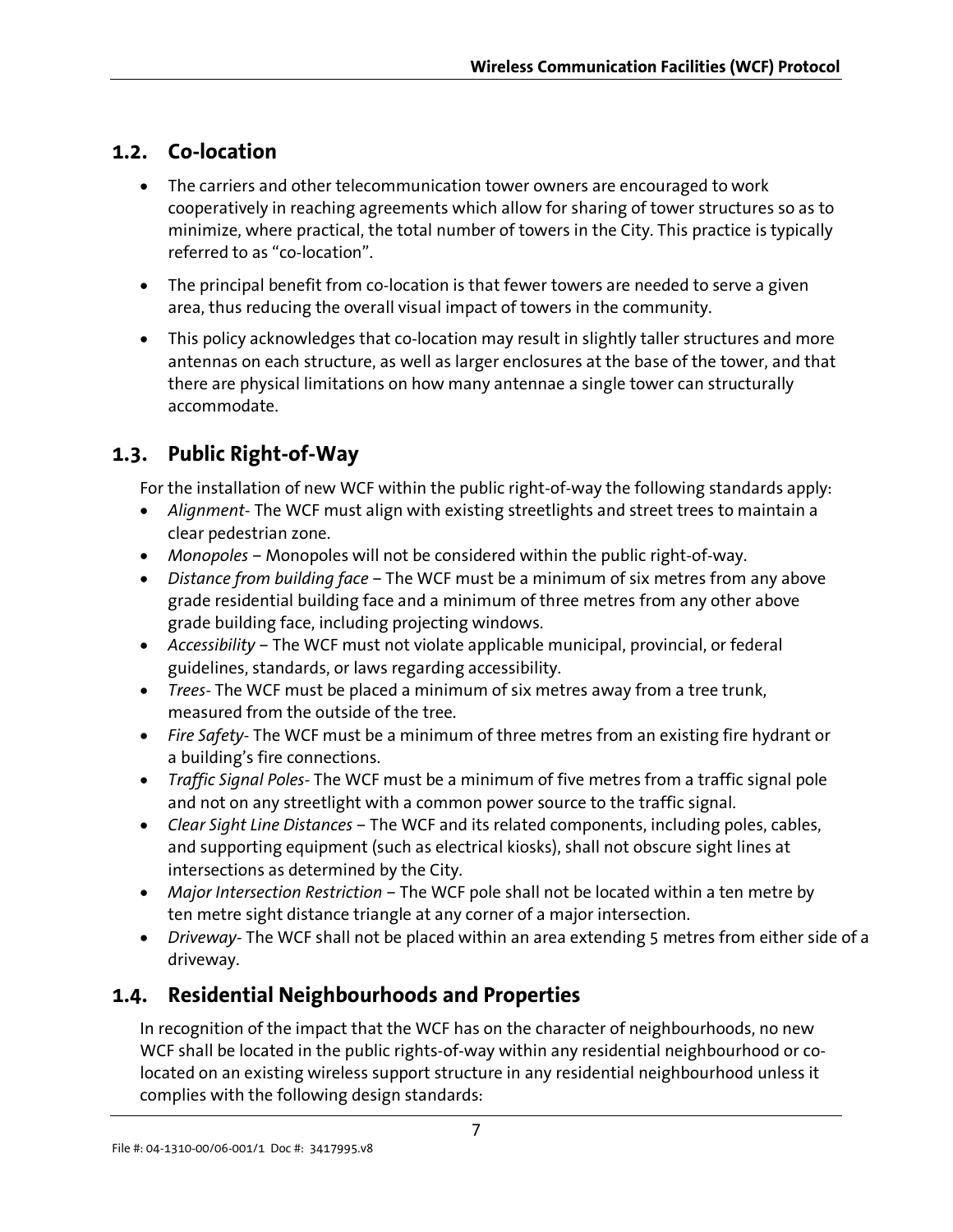## 1.2. Co-location

- The carriers and other telecommunication tower owners are encouraged to work cooperatively in reaching agreements which allow for sharing of tower structures so as to minimize, where practical, the total number of towers in the City. This practice is typically referred to as "co-location".
- The principal benefit from co-location is that fewer towers are needed to serve a given area, thus reducing the overall visual impact of towers in the community.
- This policy acknowledges that co-location may result in slightly taller structures and more antennas on each structure, as well as larger enclosures at the base of the tower, and that there are physical limitations on how many antennae a single tower can structurally accommodate.

## 1.3. Public Right-of-Way

For the installation of new WCF within the public right-of-way the following standards apply:

- *Alignment*- The WCF must align with existing streetlights and street trees to maintain a clear pedestrian zone.
- *Monopoles* – Monopoles will not be considered within the public right-of-way.
- *Distance from building face* – The WCF must be a minimum of six metres from any above grade residential building face and a minimum of three metres from any other above grade building face, including projecting windows.
- *Accessibility* – The WCF must not violate applicable municipal, provincial, or federal guidelines, standards, or laws regarding accessibility.
- *Trees*- The WCF must be placed a minimum of six metres away from a tree trunk, measured from the outside of the tree.
- *Fire Safety*- The WCF must be a minimum of three metres from an existing fire hydrant or a building's fire connections.
- *Traffic Signal Poles*- The WCF must be a minimum of five metres from a traffic signal pole and not on any streetlight with a common power source to the traffic signal.
- *Clear Sight Line Distances* – The WCF and its related components, including poles, cables, and supporting equipment (such as electrical kiosks), shall not obscure sight lines at intersections as determined by the City.
- *Major Intersection Restriction* – The WCF pole shall not be located within a ten metre by ten metre sight distance triangle at any corner of a major intersection.
- *Driveway*- The WCF shall not be placed within an area extending 5 metres from either side of a driveway.

## 1.4. Residential Neighbourhoods and Properties

In recognition of the impact that the WCF has on the character of neighbourhoods, no new WCF shall be located in the public rights-of-way within any residential neighbourhood or co-located on an existing wireless support structure in any residential neighbourhood unless it complies with the following design standards: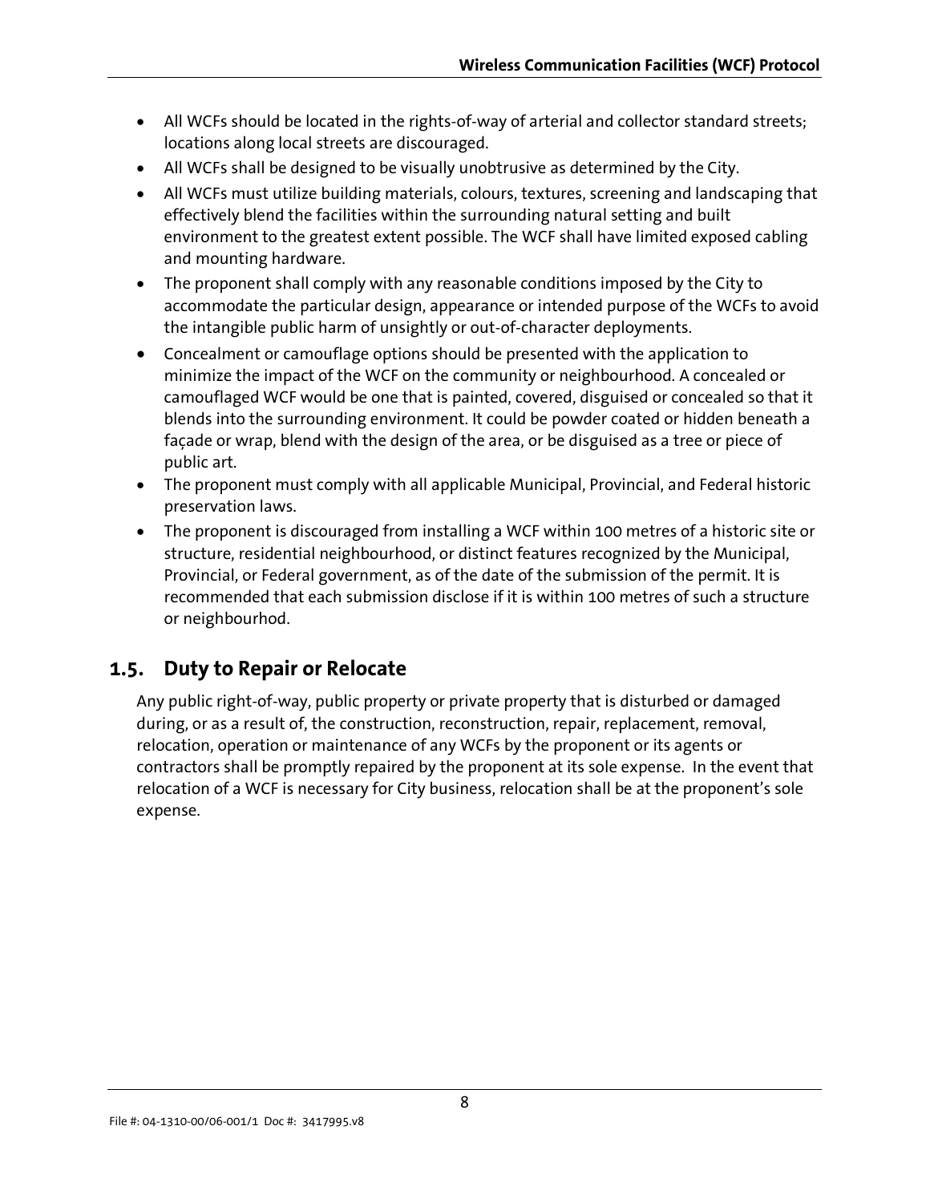- All WCFs should be located in the rights-of-way of arterial and collector standard streets; locations along local streets are discouraged.
- All WCFs shall be designed to be visually unobtrusive as determined by the City.
- All WCFs must utilize building materials, colours, textures, screening and landscaping that effectively blend the facilities within the surrounding natural setting and built environment to the greatest extent possible. The WCF shall have limited exposed cabling and mounting hardware.
- The proponent shall comply with any reasonable conditions imposed by the City to accommodate the particular design, appearance or intended purpose of the WCFs to avoid the intangible public harm of unsightly or out-of-character deployments.
- Concealment or camouflage options should be presented with the application to minimize the impact of the WCF on the community or neighbourhood. A concealed or camouflaged WCF would be one that is painted, covered, disguised or concealed so that it blends into the surrounding environment. It could be powder coated or hidden beneath a façade or wrap, blend with the design of the area, or be disguised as a tree or piece of public art.
- The proponent must comply with all applicable Municipal, Provincial, and Federal historic preservation laws.
- The proponent is discouraged from installing a WCF within 100 metres of a historic site or structure, residential neighbourhood, or distinct features recognized by the Municipal, Provincial, or Federal government, as of the date of the submission of the permit. It is recommended that each submission disclose if it is within 100 metres of such a structure or neighbourhod.

## 1.5. Duty to Repair or Relocate

Any public right-of-way, public property or private property that is disturbed or damaged during, or as a result of, the construction, reconstruction, repair, replacement, removal, relocation, operation or maintenance of any WCFs by the proponent or its agents or contractors shall be promptly repaired by the proponent at its sole expense. In the event that relocation of a WCF is necessary for City business, relocation shall be at the proponent's sole expense.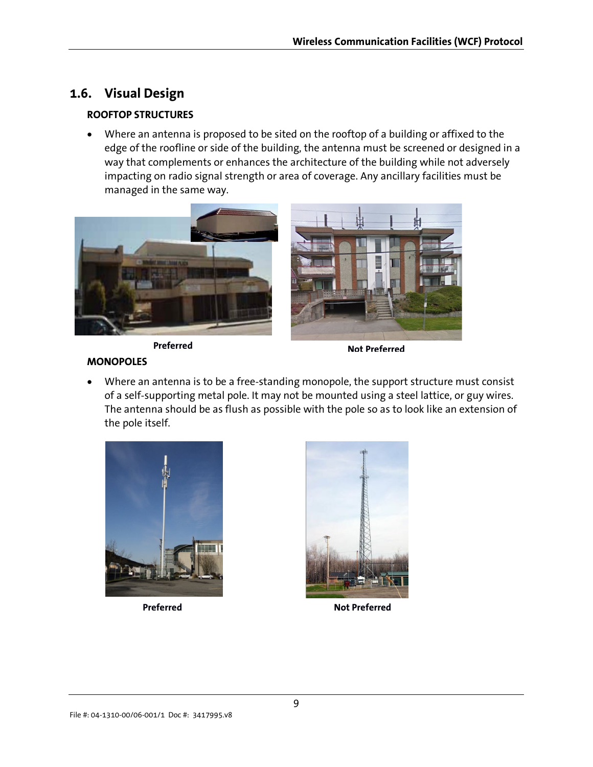## 1.6. Visual Design

**ROOFTOP STRUCTURES**

- Where an antenna is proposed to be sited on the rooftop of a building or affixed to the edge of the roofline or side of the building, the antenna must be screened or designed in a way that complements or enhances the architecture of the building while not adversely impacting on radio signal strength or area of coverage. Any ancillary facilities must be managed in the same way.

**Preferred** **Not Preferred**

**MONOPOLES**

- Where an antenna is to be a free-standing monopole, the support structure must consist of a self-supporting metal pole. It may not be mounted using a steel lattice, or guy wires. The antenna should be as flush as possible with the pole so as to look like an extension of the pole itself.

**Preferred** **Not Preferred**

File #: 04-1310-00/06-001/1 Doc #: 3417995.v8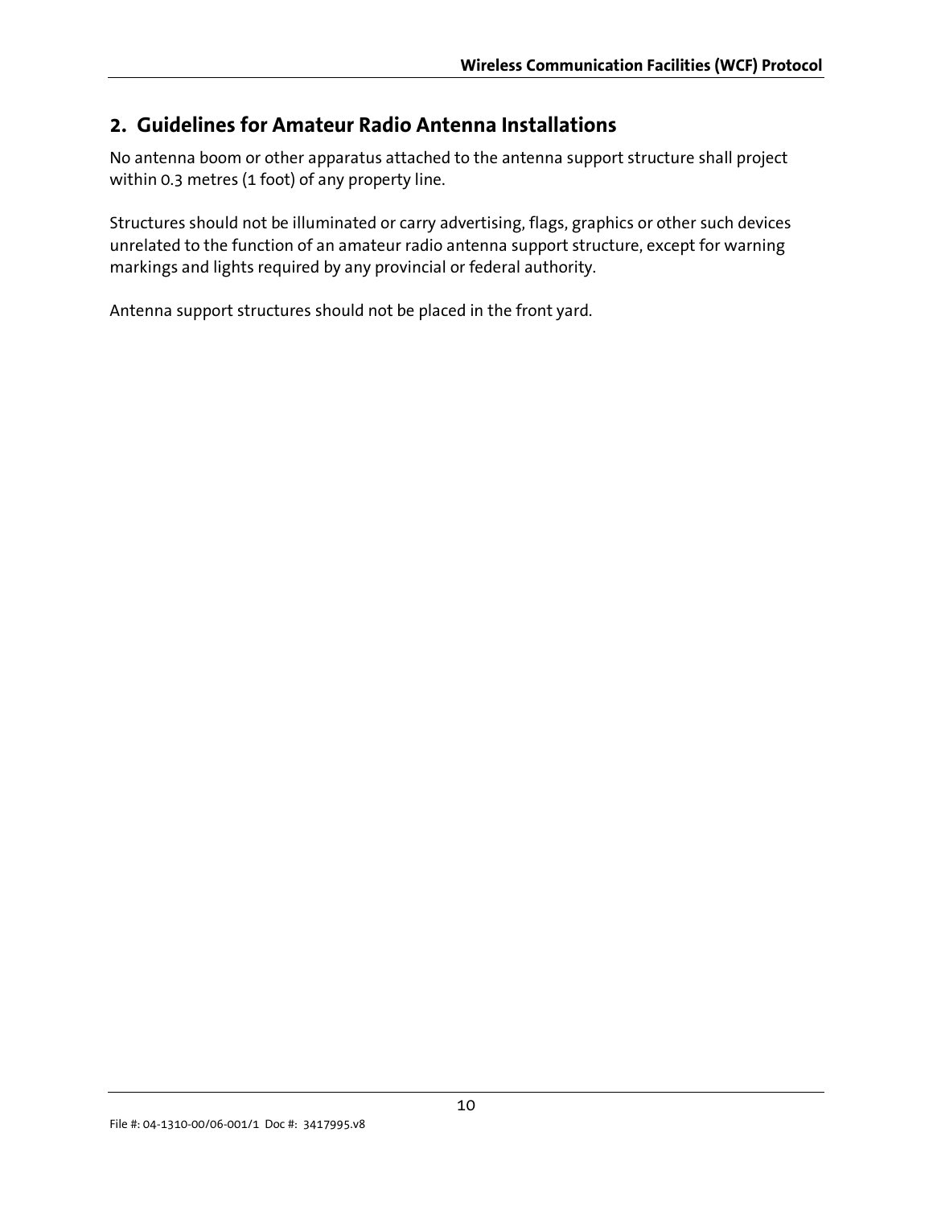## 2. Guidelines for Amateur Radio Antenna Installations

No antenna boom or other apparatus attached to the antenna support structure shall project within 0.3 metres (1 foot) of any property line.

Structures should not be illuminated or carry advertising, flags, graphics or other such devices unrelated to the function of an amateur radio antenna support structure, except for warning markings and lights required by any provincial or federal authority.

Antenna support structures should not be placed in the front yard.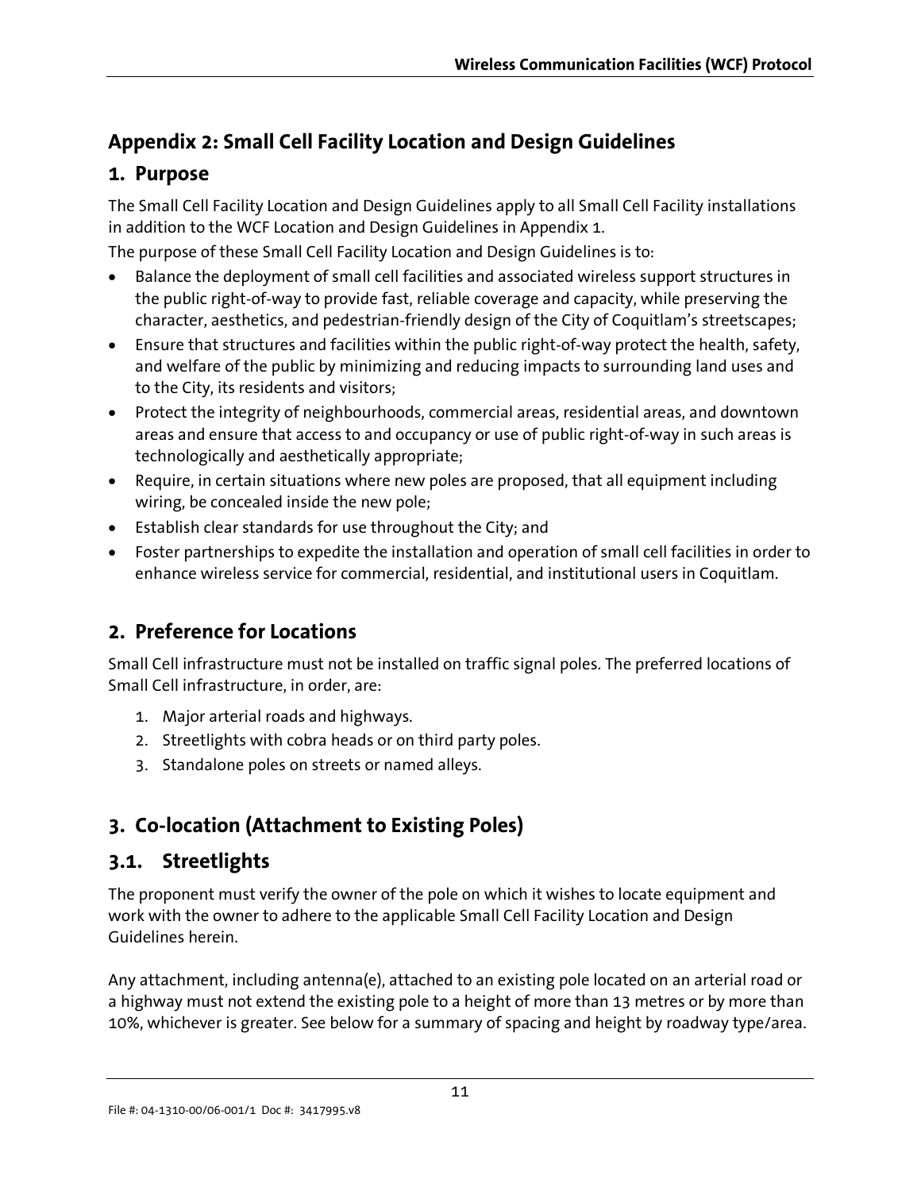## Appendix 2: Small Cell Facility Location and Design Guidelines

### 1. Purpose

The Small Cell Facility Location and Design Guidelines apply to all Small Cell Facility installations in addition to the WCF Location and Design Guidelines in Appendix 1.

The purpose of these Small Cell Facility Location and Design Guidelines is to:

- Balance the deployment of small cell facilities and associated wireless support structures in the public right-of-way to provide fast, reliable coverage and capacity, while preserving the character, aesthetics, and pedestrian-friendly design of the City of Coquitlam's streetscapes;
- Ensure that structures and facilities within the public right-of-way protect the health, safety, and welfare of the public by minimizing and reducing impacts to surrounding land uses and to the City, its residents and visitors;
- Protect the integrity of neighbourhoods, commercial areas, residential areas, and downtown areas and ensure that access to and occupancy or use of public right-of-way in such areas is technologically and aesthetically appropriate;
- Require, in certain situations where new poles are proposed, that all equipment including wiring, be concealed inside the new pole;
- Establish clear standards for use throughout the City; and
- Foster partnerships to expedite the installation and operation of small cell facilities in order to enhance wireless service for commercial, residential, and institutional users in Coquitlam.

### 2. Preference for Locations

Small Cell infrastructure must not be installed on traffic signal poles. The preferred locations of Small Cell infrastructure, in order, are:

1. Major arterial roads and highways.
2. Streetlights with cobra heads or on third party poles.
3. Standalone poles on streets or named alleys.

### 3. Co-location (Attachment to Existing Poles)

### 3.1. Streetlights

The proponent must verify the owner of the pole on which it wishes to locate equipment and work with the owner to adhere to the applicable Small Cell Facility Location and Design Guidelines herein.

Any attachment, including antenna(e), attached to an existing pole located on an arterial road or a highway must not extend the existing pole to a height of more than 13 metres or by more than 10%, whichever is greater. See below for a summary of spacing and height by roadway type/area.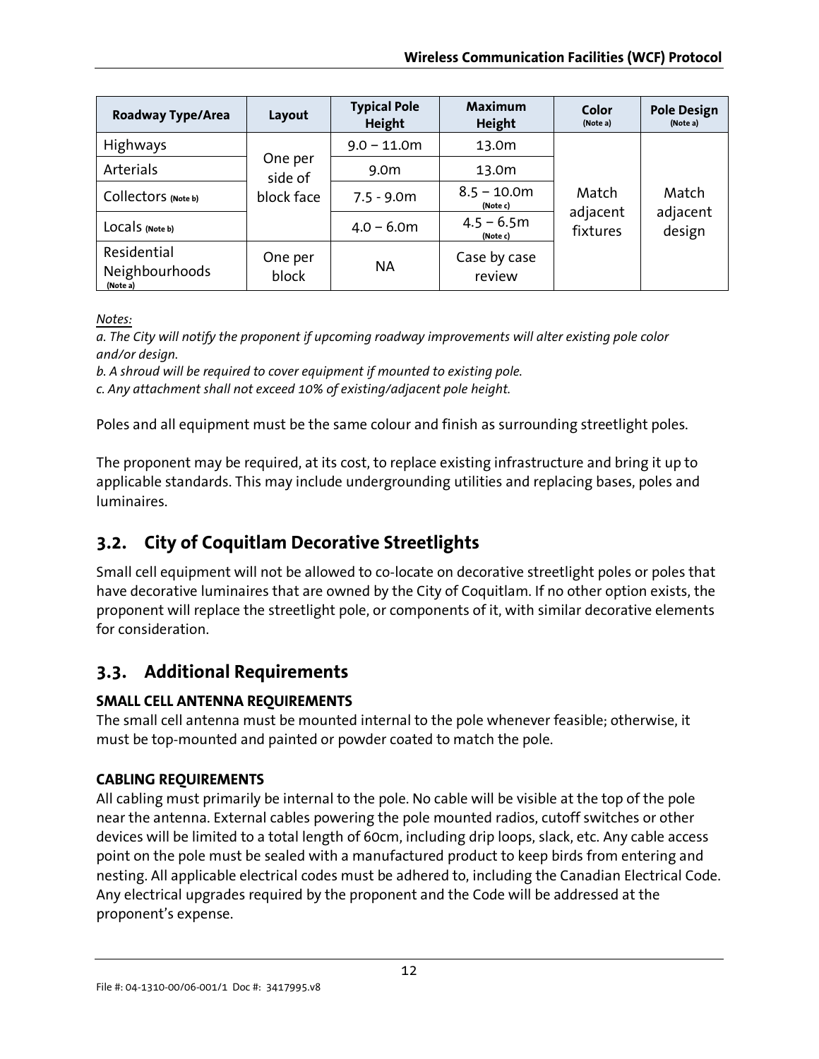| Roadway Type/Area | Layout | Typical Pole Height | Maximum Height | Color (Note a) | Pole Design (Note a) |
|---|---|---|---|---|---|
| Highways | One per side of block face | 9.0 – 11.0m | 13.0m | Match adjacent fixtures | Match adjacent design |
| Arterials | | 9.0m | 13.0m | | |
| Collectors (Note b) | | 7.5 - 9.0m | 8.5 – 10.0m (Note c) | | |
| Locals (Note b) | | 4.0 – 6.0m | 4.5 – 6.5m (Note c) | | |
| Residential Neighbourhoods (Note a) | One per block | NA | Case by case review | | |

*Notes:*

*a. The City will notify the proponent if upcoming roadway improvements will alter existing pole color and/or design.*

*b. A shroud will be required to cover equipment if mounted to existing pole.*

*c. Any attachment shall not exceed 10% of existing/adjacent pole height.*

Poles and all equipment must be the same colour and finish as surrounding streetlight poles.

The proponent may be required, at its cost, to replace existing infrastructure and bring it up to applicable standards. This may include undergrounding utilities and replacing bases, poles and luminaires.

## 3.2. City of Coquitlam Decorative Streetlights

Small cell equipment will not be allowed to co-locate on decorative streetlight poles or poles that have decorative luminaires that are owned by the City of Coquitlam. If no other option exists, the proponent will replace the streetlight pole, or components of it, with similar decorative elements for consideration.

## 3.3. Additional Requirements

**SMALL CELL ANTENNA REQUIREMENTS**

The small cell antenna must be mounted internal to the pole whenever feasible; otherwise, it must be top-mounted and painted or powder coated to match the pole.

**CABLING REQUIREMENTS**

All cabling must primarily be internal to the pole. No cable will be visible at the top of the pole near the antenna. External cables powering the pole mounted radios, cutoff switches or other devices will be limited to a total length of 60cm, including drip loops, slack, etc. Any cable access point on the pole must be sealed with a manufactured product to keep birds from entering and nesting. All applicable electrical codes must be adhered to, including the Canadian Electrical Code. Any electrical upgrades required by the proponent and the Code will be addressed at the proponent's expense.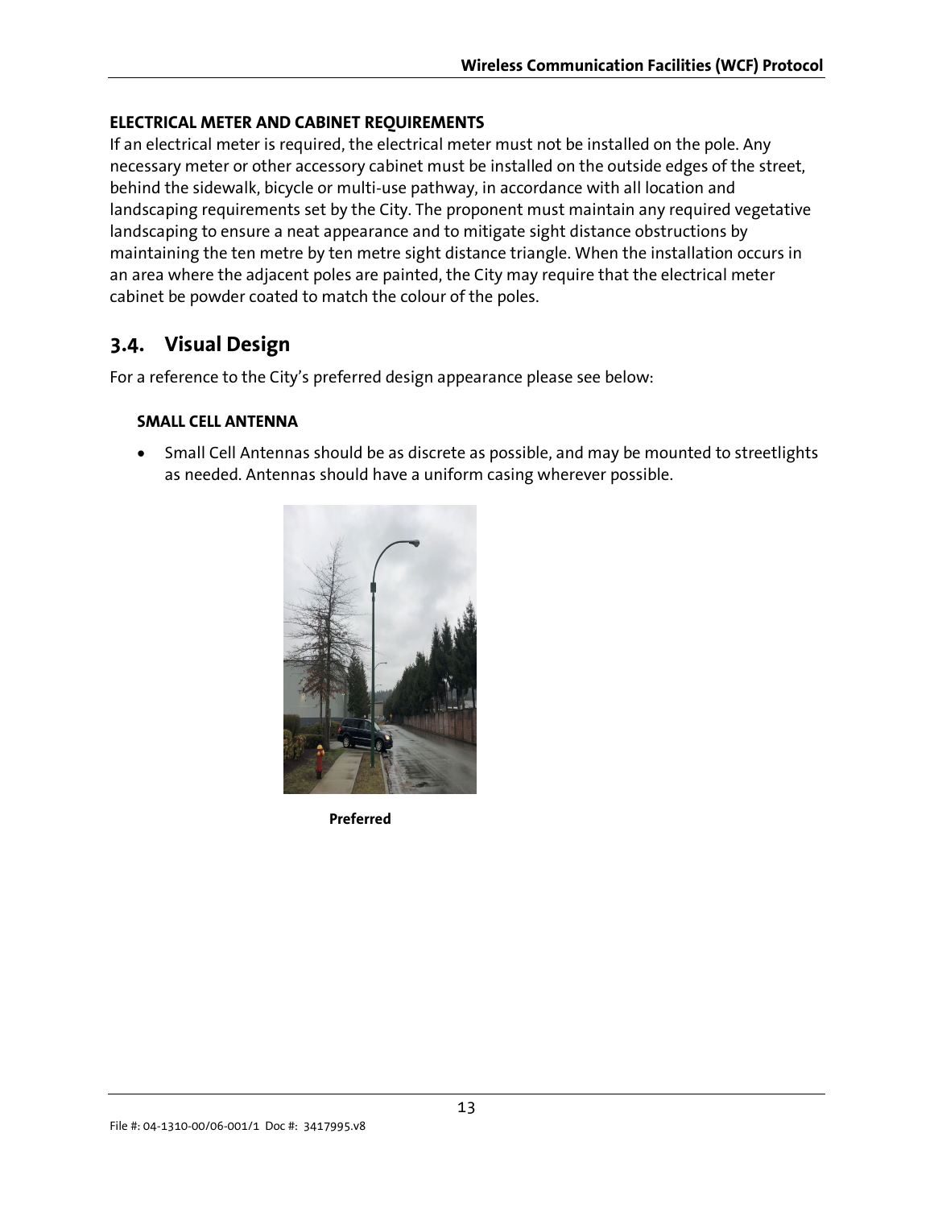**ELECTRICAL METER AND CABINET REQUIREMENTS**

If an electrical meter is required, the electrical meter must not be installed on the pole. Any necessary meter or other accessory cabinet must be installed on the outside edges of the street, behind the sidewalk, bicycle or multi-use pathway, in accordance with all location and landscaping requirements set by the City. The proponent must maintain any required vegetative landscaping to ensure a neat appearance and to mitigate sight distance obstructions by maintaining the ten metre by ten metre sight distance triangle. When the installation occurs in an area where the adjacent poles are painted, the City may require that the electrical meter cabinet be powder coated to match the colour of the poles.

## 3.4. Visual Design

For a reference to the City's preferred design appearance please see below:

**SMALL CELL ANTENNA**

- Small Cell Antennas should be as discrete as possible, and may be mounted to streetlights as needed. Antennas should have a uniform casing wherever possible.

**Preferred**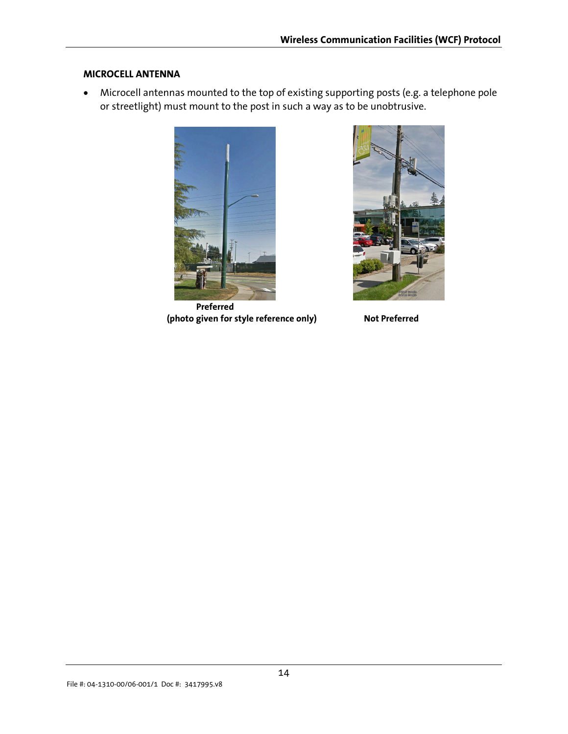### MICROCELL ANTENNA

- Microcell antennas mounted to the top of existing supporting posts (e.g. a telephone pole or streetlight) must mount to the post in such a way as to be unobtrusive.

**Preferred**
**(photo given for style reference only)**

**Not Preferred**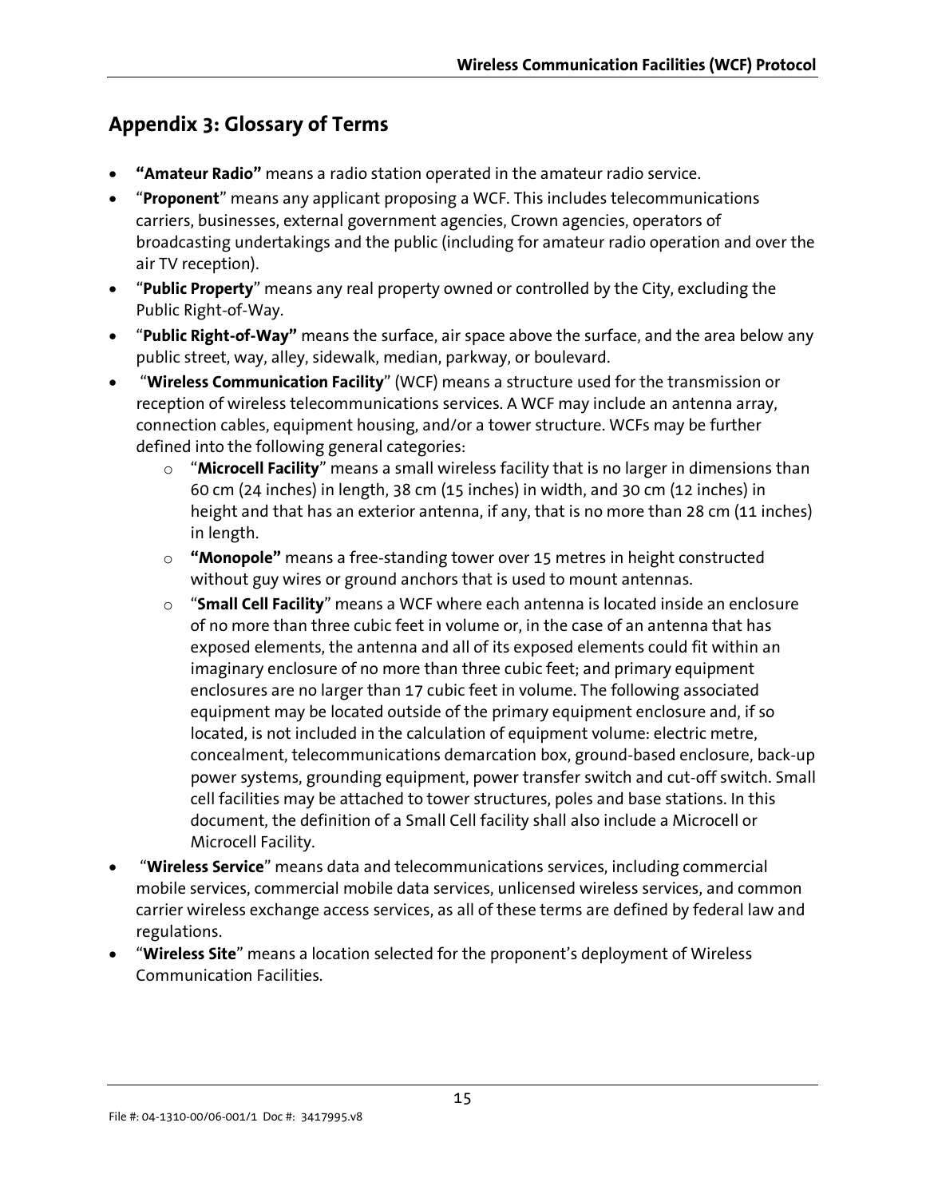## Appendix 3: Glossary of Terms

- **"Amateur Radio"** means a radio station operated in the amateur radio service.
- "**Proponent**" means any applicant proposing a WCF. This includes telecommunications carriers, businesses, external government agencies, Crown agencies, operators of broadcasting undertakings and the public (including for amateur radio operation and over the air TV reception).
- "**Public Property**" means any real property owned or controlled by the City, excluding the Public Right-of-Way.
- "**Public Right-of-Way"** means the surface, air space above the surface, and the area below any public street, way, alley, sidewalk, median, parkway, or boulevard.
- "**Wireless Communication Facility**" (WCF) means a structure used for the transmission or reception of wireless telecommunications services. A WCF may include an antenna array, connection cables, equipment housing, and/or a tower structure. WCFs may be further defined into the following general categories:
  - "**Microcell Facility**" means a small wireless facility that is no larger in dimensions than 60 cm (24 inches) in length, 38 cm (15 inches) in width, and 30 cm (12 inches) in height and that has an exterior antenna, if any, that is no more than 28 cm (11 inches) in length.
  - **"Monopole"** means a free-standing tower over 15 metres in height constructed without guy wires or ground anchors that is used to mount antennas.
  - "**Small Cell Facility**" means a WCF where each antenna is located inside an enclosure of no more than three cubic feet in volume or, in the case of an antenna that has exposed elements, the antenna and all of its exposed elements could fit within an imaginary enclosure of no more than three cubic feet; and primary equipment enclosures are no larger than 17 cubic feet in volume. The following associated equipment may be located outside of the primary equipment enclosure and, if so located, is not included in the calculation of equipment volume: electric metre, concealment, telecommunications demarcation box, ground-based enclosure, back-up power systems, grounding equipment, power transfer switch and cut-off switch. Small cell facilities may be attached to tower structures, poles and base stations. In this document, the definition of a Small Cell facility shall also include a Microcell or Microcell Facility.
- "**Wireless Service**" means data and telecommunications services, including commercial mobile services, commercial mobile data services, unlicensed wireless services, and common carrier wireless exchange access services, as all of these terms are defined by federal law and regulations.
- "**Wireless Site**" means a location selected for the proponent's deployment of Wireless Communication Facilities.

File #: 04-1310-00/06-001/1 Doc #: 3417995.v8